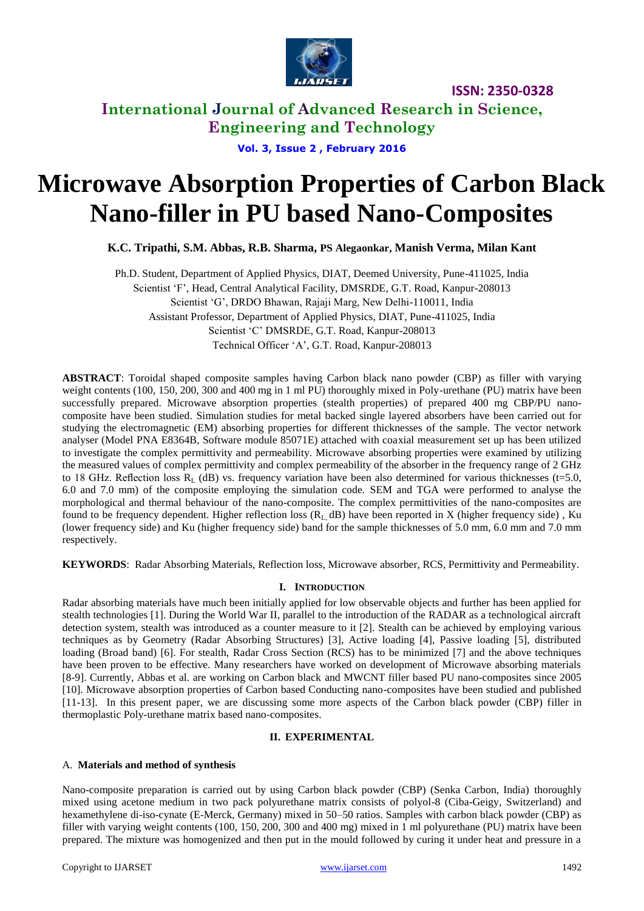# Microwave Absorption Properties of Carbon Black Nano-filler in PU based Nano-Composites

**K.C. Tripathi, S.M. Abbas, R.B. Sharma, PS Alegaonkar, Manish Verma, Milan Kant**

Ph.D. Student, Department of Applied Physics, DIAT, Deemed University, Pune-411025, India
Scientist 'F', Head, Central Analytical Facility, DMSRDE, G.T. Road, Kanpur-208013
Scientist 'G', DRDO Bhawan, Rajaji Marg, New Delhi-110011, India
Assistant Professor, Department of Applied Physics, DIAT, Pune-411025, India
Scientist 'C' DMSRDE, G.T. Road, Kanpur-208013
Technical Officer 'A', G.T. Road, Kanpur-208013

**ABSTRACT**: Toroidal shaped composite samples having Carbon black nano powder (CBP) as filler with varying weight contents (100, 150, 200, 300 and 400 mg in 1 ml PU) thoroughly mixed in Poly-urethane (PU) matrix have been successfully prepared. Microwave absorption properties (stealth properties) of prepared 400 mg CBP/PU nano-composite have been studied. Simulation studies for metal backed single layered absorbers have been carried out for studying the electromagnetic (EM) absorbing properties for different thicknesses of the sample. The vector network analyser (Model PNA E8364B, Software module 85071E) attached with coaxial measurement set up has been utilized to investigate the complex permittivity and permeability. Microwave absorbing properties were examined by utilizing the measured values of complex permittivity and complex permeability of the absorber in the frequency range of 2 GHz to 18 GHz. Reflection loss $R_L$ (dB) vs. frequency variation have been also determined for various thicknesses (t=5.0, 6.0 and 7.0 mm) of the composite employing the simulation code. SEM and TGA were performed to analyse the morphological and thermal behaviour of the nano-composite. The complex permittivities of the nano-composites are found to be frequency dependent. Higher reflection loss ($R_L$ dB) have been reported in X (higher frequency side) , Ku (lower frequency side) and Ku (higher frequency side) band for the sample thicknesses of 5.0 mm, 6.0 mm and 7.0 mm respectively.

**KEYWORDS**: Radar Absorbing Materials, Reflection loss, Microwave absorber, RCS, Permittivity and Permeability.

## I. INTRODUCTION

Radar absorbing materials have much been initially applied for low observable objects and further has been applied for stealth technologies [1]. During the World War II, parallel to the introduction of the RADAR as a technological aircraft detection system, stealth was introduced as a counter measure to it [2]. Stealth can be achieved by employing various techniques as by Geometry (Radar Absorbing Structures) [3], Active loading [4], Passive loading [5], distributed loading (Broad band) [6]. For stealth, Radar Cross Section (RCS) has to be minimized [7] and the above techniques have been proven to be effective. Many researchers have worked on development of Microwave absorbing materials [8-9]. Currently, Abbas et al. are working on Carbon black and MWCNT filler based PU nano-composites since 2005 [10]. Microwave absorption properties of Carbon based Conducting nano-composites have been studied and published [11-13]. In this present paper, we are discussing some more aspects of the Carbon black powder (CBP) filler in thermoplastic Poly-urethane matrix based nano-composites.

## II. EXPERIMENTAL

### A. Materials and method of synthesis

Nano-composite preparation is carried out by using Carbon black powder (CBP) (Senka Carbon, India) thoroughly mixed using acetone medium in two pack polyurethane matrix consists of polyol-8 (Ciba-Geigy, Switzerland) and hexamethylene di-iso-cynate (E-Merck, Germany) mixed in 50–50 ratios. Samples with carbon black powder (CBP) as filler with varying weight contents (100, 150, 200, 300 and 400 mg) mixed in 1 ml polyurethane (PU) matrix have been prepared. The mixture was homogenized and then put in the mould followed by curing it under heat and pressure in a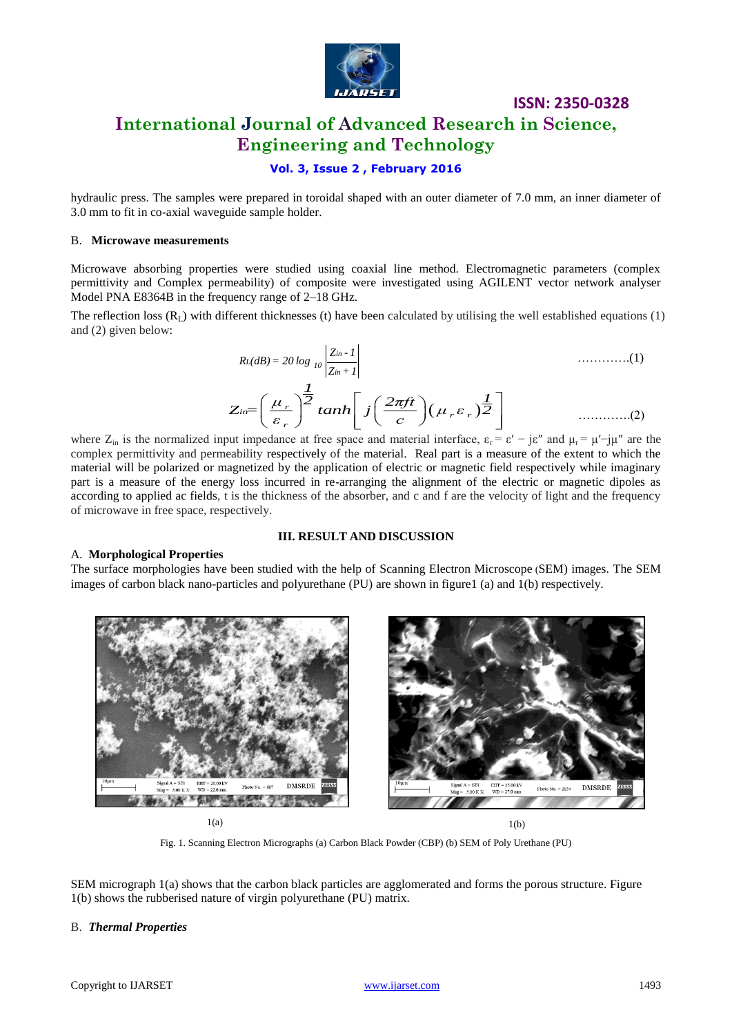hydraulic press. The samples were prepared in toroidal shaped with an outer diameter of 7.0 mm, an inner diameter of 3.0 mm to fit in co-axial waveguide sample holder.

### B. **Microwave measurements**

Microwave absorbing properties were studied using coaxial line method. Electromagnetic parameters (complex permittivity and Complex permeability) of composite were investigated using AGILENT vector network analyser Model PNA E8364B in the frequency range of 2–18 GHz.

The reflection loss ($R_L$) with different thicknesses (t) have been calculated by utilising the well established equations (1) and (2) given below:

$$R_L(dB) = 20 \log_{10} \left| \frac{Z_{in} - 1}{Z_{in} + 1} \right| \qquad \text{............(1)}$$

$$Z_{in} = \left( \frac{\mu_r}{\varepsilon_r} \right)^{\frac{1}{2}} \tanh \left[ j \left( \frac{2\pi f t}{c} \right) (\mu_r \varepsilon_r)^{\frac{1}{2}} \right] \qquad \text{............(2)}$$

where $Z_{in}$ is the normalized input impedance at free space and material interface, $\varepsilon_r = \varepsilon' - j\varepsilon''$ and $\mu_r = \mu' - j\mu''$ are the complex permittivity and permeability respectively of the material. Real part is a measure of the extent to which the material will be polarized or magnetized by the application of electric or magnetic field respectively while imaginary part is a measure of the energy loss incurred in re-arranging the alignment of the electric or magnetic dipoles as according to applied ac fields, t is the thickness of the absorber, and c and f are the velocity of light and the frequency of microwave in free space, respectively.

## III. RESULT AND DISCUSSION

### A. **Morphological Properties**

The surface morphologies have been studied with the help of Scanning Electron Microscope (SEM) images. The SEM images of carbon black nano-particles and polyurethane (PU) are shown in figure1 (a) and 1(b) respectively.

1(a) 1(b)

Fig. 1. Scanning Electron Micrographs (a) Carbon Black Powder (CBP) (b) SEM of Poly Urethane (PU)

SEM micrograph 1(a) shows that the carbon black particles are agglomerated and forms the porous structure. Figure 1(b) shows the rubberised nature of virgin polyurethane (PU) matrix.

### B. ***Thermal Properties***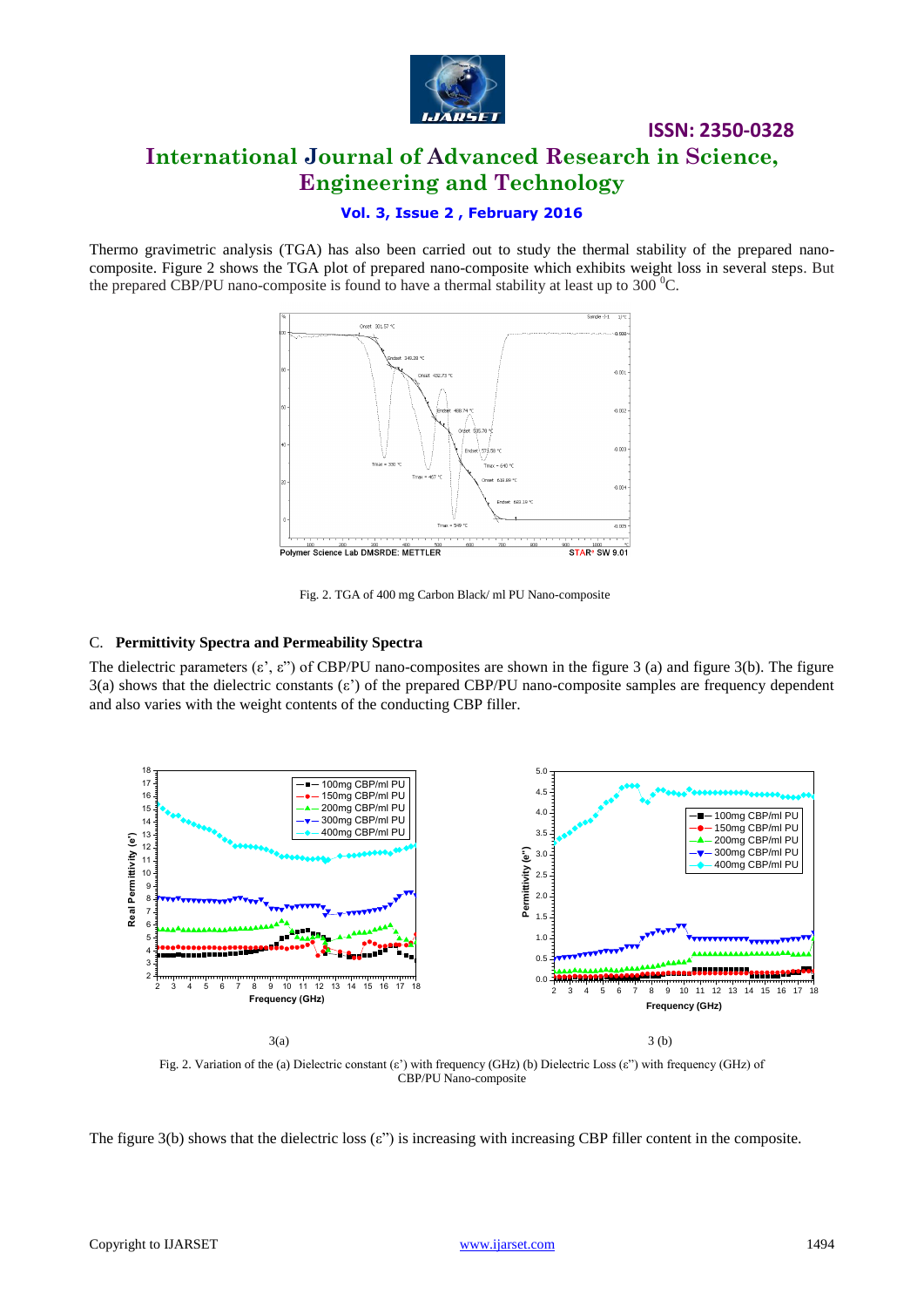Thermo gravimetric analysis (TGA) has also been carried out to study the thermal stability of the prepared nano-composite. Figure 2 shows the TGA plot of prepared nano-composite which exhibits weight loss in several steps. But the prepared CBP/PU nano-composite is found to have a thermal stability at least up to 300 $^{0}$C.

Fig. 2. TGA of 400 mg Carbon Black/ ml PU Nano-composite

### C. **Permittivity Spectra and Permeability Spectra**

The dielectric parameters (ε', ε") of CBP/PU nano-composites are shown in the figure 3 (a) and figure 3(b). The figure 3(a) shows that the dielectric constants (ε') of the prepared CBP/PU nano-composite samples are frequency dependent and also varies with the weight contents of the conducting CBP filler.

3(a) 3 (b)

Fig. 2. Variation of the (a) Dielectric constant (ε') with frequency (GHz) (b) Dielectric Loss (ε") with frequency (GHz) of CBP/PU Nano-composite

The figure 3(b) shows that the dielectric loss (ε") is increasing with increasing CBP filler content in the composite.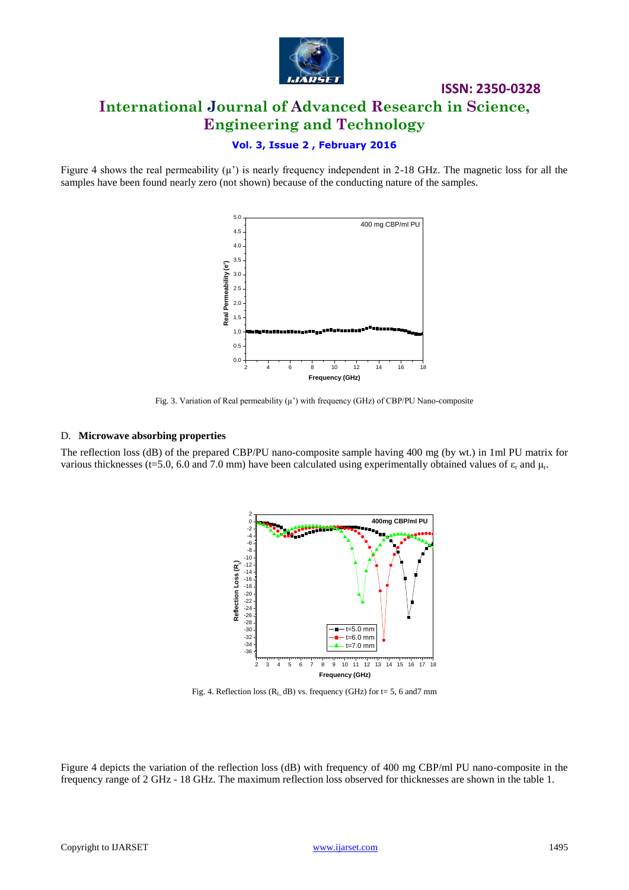Figure 4 shows the real permeability (μ') is nearly frequency independent in 2-18 GHz. The magnetic loss for all the samples have been found nearly zero (not shown) because of the conducting nature of the samples.

Fig. 3. Variation of Real permeability (μ') with frequency (GHz) of CBP/PU Nano-composite

### D. **Microwave absorbing properties**

The reflection loss (dB) of the prepared CBP/PU nano-composite sample having 400 mg (by wt.) in 1ml PU matrix for various thicknesses (t=5.0, 6.0 and 7.0 mm) have been calculated using experimentally obtained values of $\varepsilon_r$ and $\mu_r$.

Fig. 4. Reflection loss ($R_L$ dB) vs. frequency (GHz) for t= 5, 6 and7 mm

Figure 4 depicts the variation of the reflection loss (dB) with frequency of 400 mg CBP/ml PU nano-composite in the frequency range of 2 GHz - 18 GHz. The maximum reflection loss observed for thicknesses are shown in the table 1.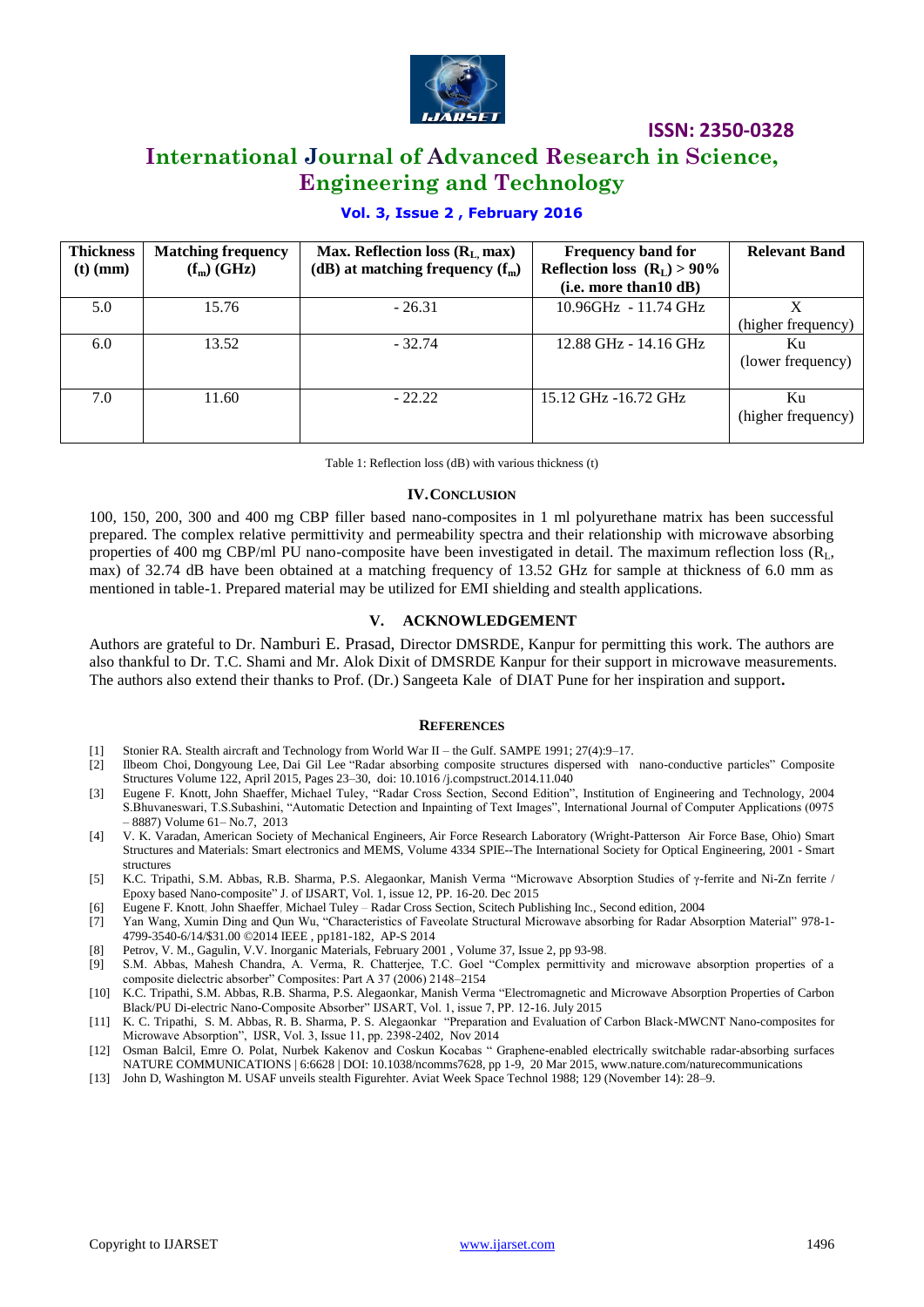| Thickness (t) (mm) | Matching frequency ($f_m$) (GHz) | Max. Reflection loss ($R_L$ max) (dB) at matching frequency ($f_m$) | Frequency band for Reflection loss ($R_L$) > 90% (i.e. more than10 dB) | Relevant Band |
|---|---|---|---|---|
| 5.0 | 15.76 | - 26.31 | 10.96GHz - 11.74 GHz | X (higher frequency) |
| 6.0 | 13.52 | - 32.74 | 12.88 GHz - 14.16 GHz | Ku (lower frequency) |
| 7.0 | 11.60 | - 22.22 | 15.12 GHz -16.72 GHz | Ku (higher frequency) |

Table 1: Reflection loss (dB) with various thickness (t)

## IV. CONCLUSION

100, 150, 200, 300 and 400 mg CBP filler based nano-composites in 1 ml polyurethane matrix has been successful prepared. The complex relative permittivity and permeability spectra and their relationship with microwave absorbing properties of 400 mg CBP/ml PU nano-composite have been investigated in detail. The maximum reflection loss ($R_L$, max) of 32.74 dB have been obtained at a matching frequency of 13.52 GHz for sample at thickness of 6.0 mm as mentioned in table-1. Prepared material may be utilized for EMI shielding and stealth applications.

## V. ACKNOWLEDGEMENT

Authors are grateful to Dr. Namburi E. Prasad, Director DMSRDE, Kanpur for permitting this work. The authors are also thankful to Dr. T.C. Shami and Mr. Alok Dixit of DMSRDE Kanpur for their support in microwave measurements. The authors also extend their thanks to Prof. (Dr.) Sangeeta Kale of DIAT Pune for her inspiration and support**.**

## REFERENCES

[1] Stonier RA. Stealth aircraft and Technology from World War II – the Gulf. SAMPE 1991; 27(4):9–17.

[2] Ilbeom Choi, Dongyoung Lee, Dai Gil Lee "Radar absorbing composite structures dispersed with nano-conductive particles" Composite Structures Volume 122, April 2015, Pages 23–30, doi: 10.1016 /j.compstruct.2014.11.040

[3] Eugene F. Knott, John Shaeffer, Michael Tuley, "Radar Cross Section, Second Edition", Institution of Engineering and Technology, 2004 S.Bhuvaneswari, T.S.Subashini, "Automatic Detection and Inpainting of Text Images", International Journal of Computer Applications (0975 – 8887) Volume 61– No.7, 2013

[4] V. K. Varadan, American Society of Mechanical Engineers, Air Force Research Laboratory (Wright-Patterson Air Force Base, Ohio) Smart Structures and Materials: Smart electronics and MEMS, Volume 4334 SPIE--The International Society for Optical Engineering, 2001 - Smart structures

[5] K.C. Tripathi, S.M. Abbas, R.B. Sharma, P.S. Alegaonkar, Manish Verma "Microwave Absorption Studies of γ-ferrite and Ni-Zn ferrite / Epoxy based Nano-composite" J. of IJSART, Vol. 1, issue 12, PP. 16-20. Dec 2015

[6] Eugene F. Knott, John Shaeffer, Michael Tuley – Radar Cross Section, Scitech Publishing Inc., Second edition, 2004

[7] Yan Wang, Xumin Ding and Qun Wu, "Characteristics of Faveolate Structural Microwave absorbing for Radar Absorption Material" 978-1-4799-3540-6/14/$31.00 ©2014 IEEE , pp181-182, AP-S 2014

[8] Petrov, V. M., Gagulin, V.V. Inorganic Materials, February 2001 , Volume 37, Issue 2, pp 93-98.

[9] S.M. Abbas, Mahesh Chandra, A. Verma, R. Chatterjee, T.C. Goel "Complex permittivity and microwave absorption properties of a composite dielectric absorber" Composites: Part A 37 (2006) 2148–2154

[10] K.C. Tripathi, S.M. Abbas, R.B. Sharma, P.S. Alegaonkar, Manish Verma "Electromagnetic and Microwave Absorption Properties of Carbon Black/PU Di-electric Nano-Composite Absorber" IJSART, Vol. 1, issue 7, PP. 12-16. July 2015

[11] K. C. Tripathi, S. M. Abbas, R. B. Sharma, P. S. Alegaonkar "Preparation and Evaluation of Carbon Black-MWCNT Nano-composites for Microwave Absorption", IJSR, Vol. 3, Issue 11, pp. 2398-2402, Nov 2014

[12] Osman Balcil, Emre O. Polat, Nurbek Kakenov and Coskun Kocabas " Graphene-enabled electrically switchable radar-absorbing surfaces NATURE COMMUNICATIONS | 6:6628 | DOI: 10.1038/ncomms7628, pp 1-9, 20 Mar 2015, www.nature.com/naturecommunications

[13] John D, Washington M. USAF unveils stealth Figurehter. Aviat Week Space Technol 1988; 129 (November 14): 28–9.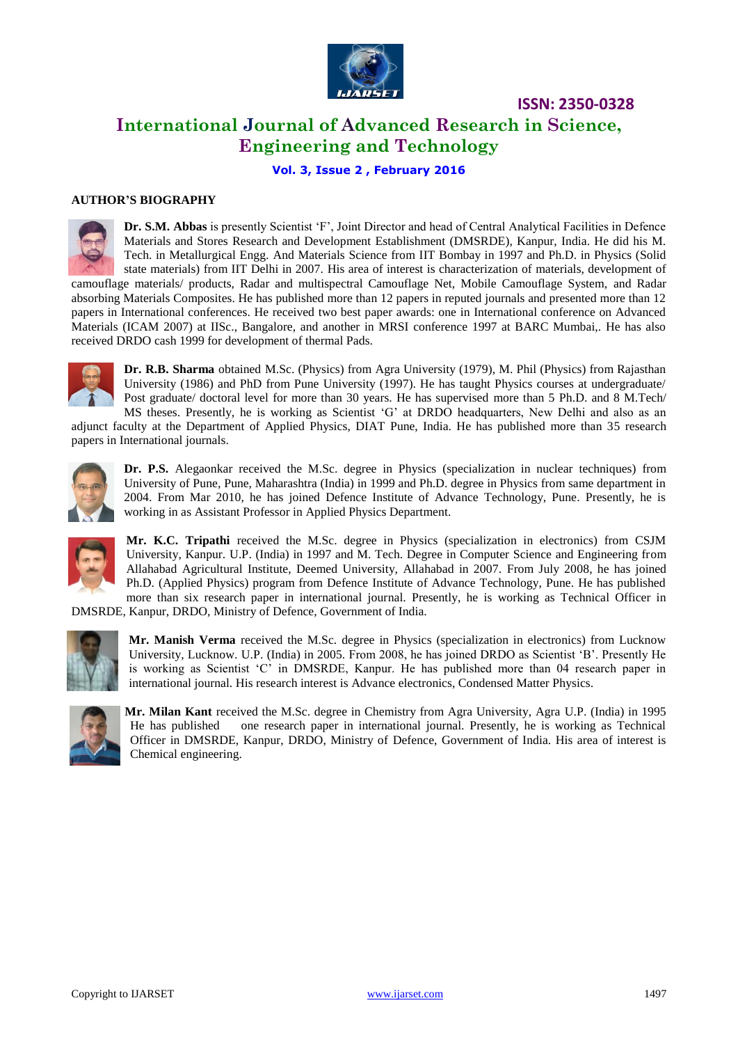**AUTHOR'S BIOGRAPHY**

**Dr. S.M. Abbas** is presently Scientist 'F', Joint Director and head of Central Analytical Facilities in Defence Materials and Stores Research and Development Establishment (DMSRDE), Kanpur, India. He did his M. Tech. in Metallurgical Engg. And Materials Science from IIT Bombay in 1997 and Ph.D. in Physics (Solid state materials) from IIT Delhi in 2007. His area of interest is characterization of materials, development of camouflage materials/ products, Radar and multispectral Camouflage Net, Mobile Camouflage System, and Radar absorbing Materials Composites. He has published more than 12 papers in reputed journals and presented more than 12 papers in International conferences. He received two best paper awards: one in International conference on Advanced Materials (ICAM 2007) at IISc., Bangalore, and another in MRSI conference 1997 at BARC Mumbai,. He has also received DRDO cash 1999 for development of thermal Pads.

**Dr. R.B. Sharma** obtained M.Sc. (Physics) from Agra University (1979), M. Phil (Physics) from Rajasthan University (1986) and PhD from Pune University (1997). He has taught Physics courses at undergraduate/ Post graduate/ doctoral level for more than 30 years. He has supervised more than 5 Ph.D. and 8 M.Tech/ MS theses. Presently, he is working as Scientist 'G' at DRDO headquarters, New Delhi and also as an adjunct faculty at the Department of Applied Physics, DIAT Pune, India. He has published more than 35 research papers in International journals.

**Dr. P.S.** Alegaonkar received the M.Sc. degree in Physics (specialization in nuclear techniques) from University of Pune, Pune, Maharashtra (India) in 1999 and Ph.D. degree in Physics from same department in 2004. From Mar 2010, he has joined Defence Institute of Advance Technology, Pune. Presently, he is working in as Assistant Professor in Applied Physics Department.

**Mr. K.C. Tripathi** received the M.Sc. degree in Physics (specialization in electronics) from CSJM University, Kanpur. U.P. (India) in 1997 and M. Tech. Degree in Computer Science and Engineering from Allahabad Agricultural Institute, Deemed University, Allahabad in 2007. From July 2008, he has joined Ph.D. (Applied Physics) program from Defence Institute of Advance Technology, Pune. He has published more than six research paper in international journal. Presently, he is working as Technical Officer in DMSRDE, Kanpur, DRDO, Ministry of Defence, Government of India.

**Mr. Manish Verma** received the M.Sc. degree in Physics (specialization in electronics) from Lucknow University, Lucknow. U.P. (India) in 2005. From 2008, he has joined DRDO as Scientist 'B'. Presently He is working as Scientist 'C' in DMSRDE, Kanpur. He has published more than 04 research paper in international journal. His research interest is Advance electronics, Condensed Matter Physics.

**Mr. Milan Kant** received the M.Sc. degree in Chemistry from Agra University, Agra U.P. (India) in 1995 He has published one research paper in international journal. Presently, he is working as Technical Officer in DMSRDE, Kanpur, DRDO, Ministry of Defence, Government of India. His area of interest is Chemical engineering.